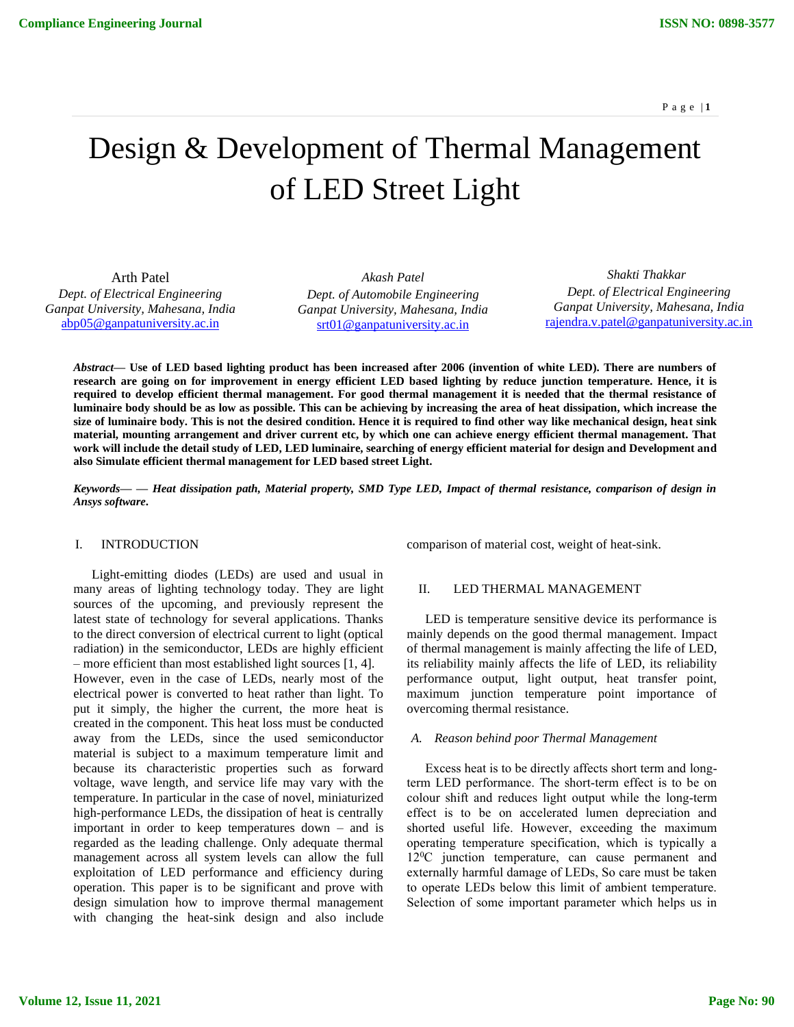# Design & Development of Thermal Management of LED Street Light

Arth Patel
*Dept. of Electrical Engineering*
*Ganpat University, Mahesana, India*
abp05@ganpatuniversity.ac.in

*Akash Patel*
*Dept. of Automobile Engineering*
*Ganpat University, Mahesana, India*
srt01@ganpatuniversity.ac.in

*Shakti Thakkar*
*Dept. of Electrical Engineering*
*Ganpat University, Mahesana, India*
rajendra.v.patel@ganpatuniversity.ac.in

***Abstract—*** **Use of LED based lighting product has been increased after 2006 (invention of white LED). There are numbers of research are going on for improvement in energy efficient LED based lighting by reduce junction temperature. Hence, it is required to develop efficient thermal management. For good thermal management it is needed that the thermal resistance of luminaire body should be as low as possible. This can be achieving by increasing the area of heat dissipation, which increase the size of luminaire body. This is not the desired condition. Hence it is required to find other way like mechanical design, heat sink material, mounting arrangement and driver current etc, by which one can achieve energy efficient thermal management. That work will include the detail study of LED, LED luminaire, searching of energy efficient material for design and Development and also Simulate efficient thermal management for LED based street Light.**

***Keywords— — Heat dissipation path, Material property, SMD Type LED, Impact of thermal resistance, comparison of design in Ansys software.***

## I. INTRODUCTION

Light-emitting diodes (LEDs) are used and usual in many areas of lighting technology today. They are light sources of the upcoming, and previously represent the latest state of technology for several applications. Thanks to the direct conversion of electrical current to light (optical radiation) in the semiconductor, LEDs are highly efficient – more efficient than most established light sources [1, 4].

However, even in the case of LEDs, nearly most of the electrical power is converted to heat rather than light. To put it simply, the higher the current, the more heat is created in the component. This heat loss must be conducted away from the LEDs, since the used semiconductor material is subject to a maximum temperature limit and because its characteristic properties such as forward voltage, wave length, and service life may vary with the temperature. In particular in the case of novel, miniaturized high-performance LEDs, the dissipation of heat is centrally important in order to keep temperatures down – and is regarded as the leading challenge. Only adequate thermal management across all system levels can allow the full exploitation of LED performance and efficiency during operation. This paper is to be significant and prove with design simulation how to improve thermal management with changing the heat-sink design and also include comparison of material cost, weight of heat-sink.

## II. LED THERMAL MANAGEMENT

LED is temperature sensitive device its performance is mainly depends on the good thermal management. Impact of thermal management is mainly affecting the life of LED, its reliability mainly affects the life of LED, its reliability performance output, light output, heat transfer point, maximum junction temperature point importance of overcoming thermal resistance.

### *A. Reason behind poor Thermal Management*

Excess heat is to be directly affects short term and long-term LED performance. The short-term effect is to be on colour shift and reduces light output while the long-term effect is to be on accelerated lumen depreciation and shorted useful life. However, exceeding the maximum operating temperature specification, which is typically a $12^0$C junction temperature, can cause permanent and externally harmful damage of LEDs, So care must be taken to operate LEDs below this limit of ambient temperature. Selection of some important parameter which helps us in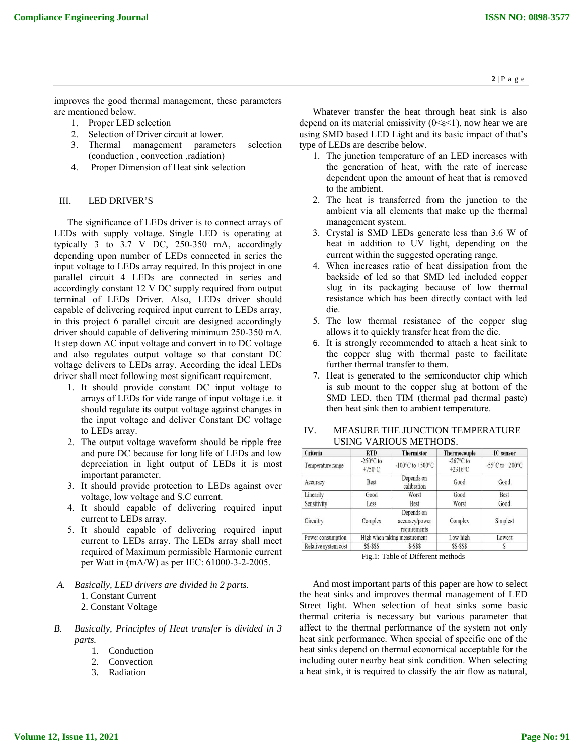improves the good thermal management, these parameters are mentioned below.

1. Proper LED selection
2. Selection of Driver circuit at lower.
3. Thermal management parameters selection (conduction , convection ,radiation)
4. Proper Dimension of Heat sink selection

## III. LED DRIVER'S

The significance of LEDs driver is to connect arrays of LEDs with supply voltage. Single LED is operating at typically 3 to 3.7 V DC, 250-350 mA, accordingly depending upon number of LEDs connected in series the input voltage to LEDs array required. In this project in one parallel circuit 4 LEDs are connected in series and accordingly constant 12 V DC supply required from output terminal of LEDs Driver. Also, LEDs driver should capable of delivering required input current to LEDs array, in this project 6 parallel circuit are designed accordingly driver should capable of delivering minimum 250-350 mA. It step down AC input voltage and convert in to DC voltage and also regulates output voltage so that constant DC voltage delivers to LEDs array. According the ideal LEDs driver shall meet following most significant requirement.

1. It should provide constant DC input voltage to arrays of LEDs for vide range of input voltage i.e. it should regulate its output voltage against changes in the input voltage and deliver Constant DC voltage to LEDs array.
2. The output voltage waveform should be ripple free and pure DC because for long life of LEDs and low depreciation in light output of LEDs it is most important parameter.
3. It should provide protection to LEDs against over voltage, low voltage and S.C current.
4. It should capable of delivering required input current to LEDs array.
5. It should capable of delivering required input current to LEDs array. The LEDs array shall meet required of Maximum permissible Harmonic current per Watt in (mA/W) as per IEC: 61000-3-2-2005.

### *A. Basically, LED drivers are divided in 2 parts.*

1. Constant Current
2. Constant Voltage

### *B. Basically, Principles of Heat transfer is divided in 3 parts.*

1. Conduction
2. Convection
3. Radiation

Whatever transfer the heat through heat sink is also depend on its material emissivity ($0<\varepsilon<1$). now hear we are using SMD based LED Light and its basic impact of that's type of LEDs are describe below.

1. The junction temperature of an LED increases with the generation of heat, with the rate of increase dependent upon the amount of heat that is removed to the ambient.
2. The heat is transferred from the junction to the ambient via all elements that make up the thermal management system.
3. Crystal is SMD LEDs generate less than 3.6 W of heat in addition to UV light, depending on the current within the suggested operating range.
4. When increases ratio of heat dissipation from the backside of led so that SMD led included copper slug in its packaging because of low thermal resistance which has been directly contact with led die.
5. The low thermal resistance of the copper slug allows it to quickly transfer heat from the die.
6. It is strongly recommended to attach a heat sink to the copper slug with thermal paste to facilitate further thermal transfer to them.
7. Heat is generated to the semiconductor chip which is sub mount to the copper slug at bottom of the SMD LED, then TIM (thermal pad thermal paste) then heat sink then to ambient temperature.

## IV. MEASURE THE JUNCTION TEMPERATURE USING VARIOUS METHODS.

| Criteria | RTD | Thermistor | Thermocouple | IC sensor |
|---|---|---|---|---|
| Temperature range | -250°C to +750°C | -100°C to +500°C | -267°C to +2316°C | -55°C to +200°C |
| Accuracy | Best | Depends on calibration | Good | Good |
| Linearity | Good | Worst | Good | Best |
| Sensitivity | Less | Best | Worst | Good |
| Circuitry | Complex | Depends on accuracy/power requirements | Complex | Simplest |
| Power consumption | High when taking measurement | | Low-high | Lowest |
| Relative system cost | $$-$$$ | $-$$$ | $$-$$$ | $ |

Fig.1: Table of Different methods

And most important parts of this paper are how to select the heat sinks and improves thermal management of LED Street light. When selection of heat sinks some basic thermal criteria is necessary but various parameter that affect to the thermal performance of the system not only heat sink performance. When special of specific one of the heat sinks depend on thermal economical acceptable for the including outer nearby heat sink condition. When selecting a heat sink, it is required to classify the air flow as natural,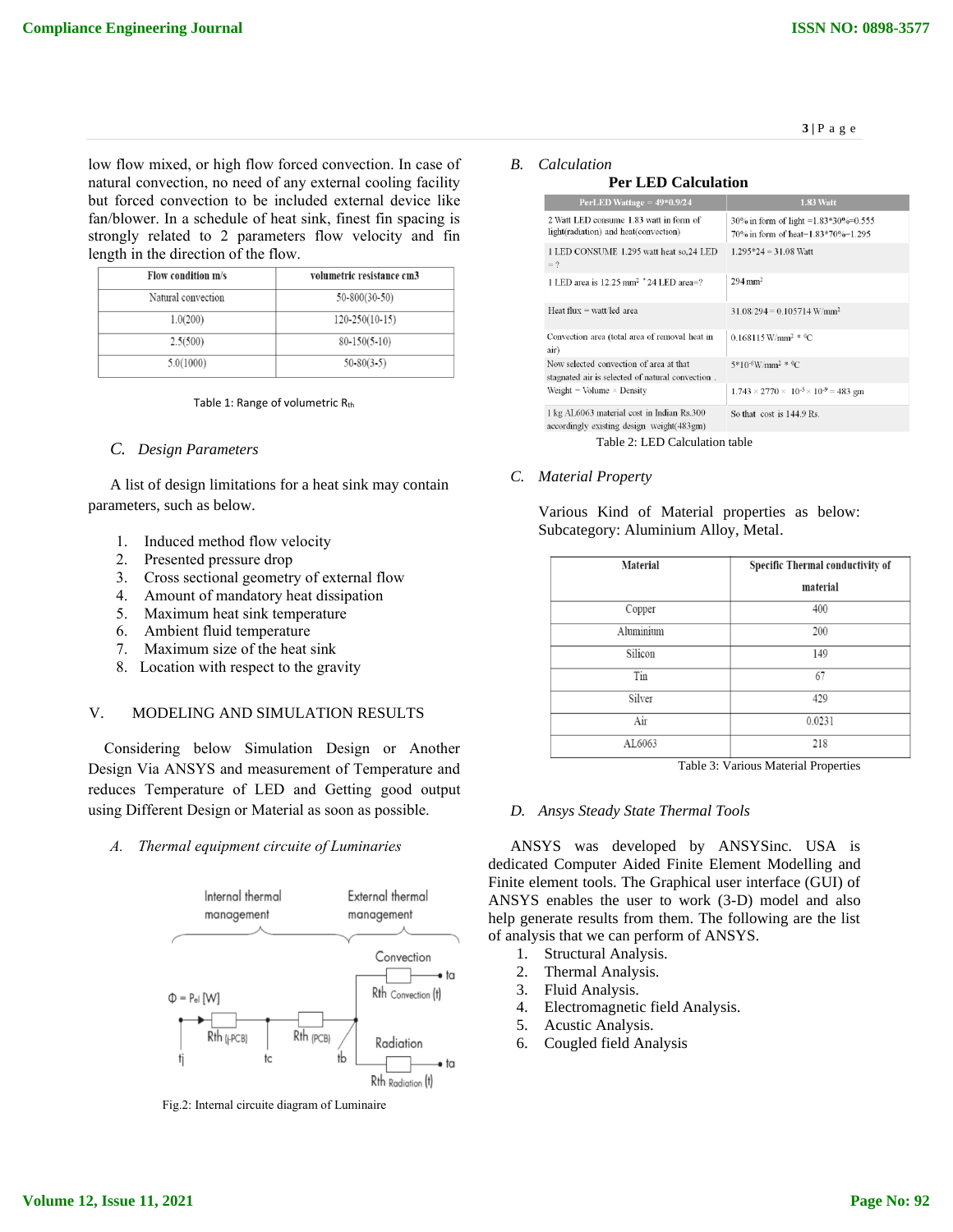low flow mixed, or high flow forced convection. In case of natural convection, no need of any external cooling facility but forced convection to be included external device like fan/blower. In a schedule of heat sink, finest fin spacing is strongly related to 2 parameters flow velocity and fin length in the direction of the flow.

| Flow condition m/s | volumetric resistance cm3 |
|---|---|
| Natural convection | 50-800(30-50) |
| 1.0(200) | 120-250(10-15) |
| 2.5(500) | 80-150(5-10) |
| 5.0(1000) | 50-80(3-5) |

Table 1: Range of volumetric $R_{th}$

### C. *Design Parameters*

A list of design limitations for a heat sink may contain parameters, such as below.

1. Induced method flow velocity
2. Presented pressure drop
3. Cross sectional geometry of external flow
4. Amount of mandatory heat dissipation
5. Maximum heat sink temperature
6. Ambient fluid temperature
7. Maximum size of the heat sink
8. Location with respect to the gravity

## V. MODELING AND SIMULATION RESULTS

Considering below Simulation Design or Another Design Via ANSYS and measurement of Temperature and reduces Temperature of LED and Getting good output using Different Design or Material as soon as possible.

### A. *Thermal equipment circuite of Luminaries*

Fig.2: Internal circuite diagram of Luminaire

### B. *Calculation*

**Per LED Calculation**

| PerLED Wattage = 49*0.9/24 | 1.83 Watt |
|---|---|
| 2 Watt LED consume 1.83 watt in form of light(radiation) and heat(convection) | 30% in form of light =1.83*30%=0.555<br>70% in form of heat=1.83*70%=1.295 |
| 1 LED CONSUME 1.295 watt heat so,24 LED =? | 1.295*24 = 31.08 Watt |
| 1 LED area is 12.25 mm² * 24 LED area=? | 294 mm² |
| Heat flux = watt/led area | 31.08/294 = 0.105714 W/mm² |
| Convection area (total area of removal heat in air) | 0.168115 W/mm² * °C |
| Now selected convection of area at that stagnated air is selected of natural convection . | 5*10⁻⁶ W/mm² * °C |
| Weight = Volume × Density | 1.743 × 2770 × 10⁻⁵ × 10⁻⁹ = 483 gm |
| 1 kg AL6063 material cost in Indian Rs.300 accordingly existing design weight(483gm) | So that cost is 144.9 Rs. |

Table 2: LED Calculation table

### C. *Material Property*

Various Kind of Material properties as below: Subcategory: Aluminium Alloy, Metal.

| Material | Specific Thermal conductivity of material |
|---|---|
| Copper | 400 |
| Aluminium | 200 |
| Silicon | 149 |
| Tin | 67 |
| Silver | 429 |
| Air | 0.0231 |
| AL6063 | 218 |

Table 3: Various Material Properties

### D. *Ansys Steady State Thermal Tools*

ANSYS was developed by ANSYSinc. USA is dedicated Computer Aided Finite Element Modelling and Finite element tools. The Graphical user interface (GUI) of ANSYS enables the user to work (3-D) model and also help generate results from them. The following are the list of analysis that we can perform of ANSYS.

1. Structural Analysis.
2. Thermal Analysis.
3. Fluid Analysis.
4. Electromagnetic field Analysis.
5. Acustic Analysis.
6. Cougled field Analysis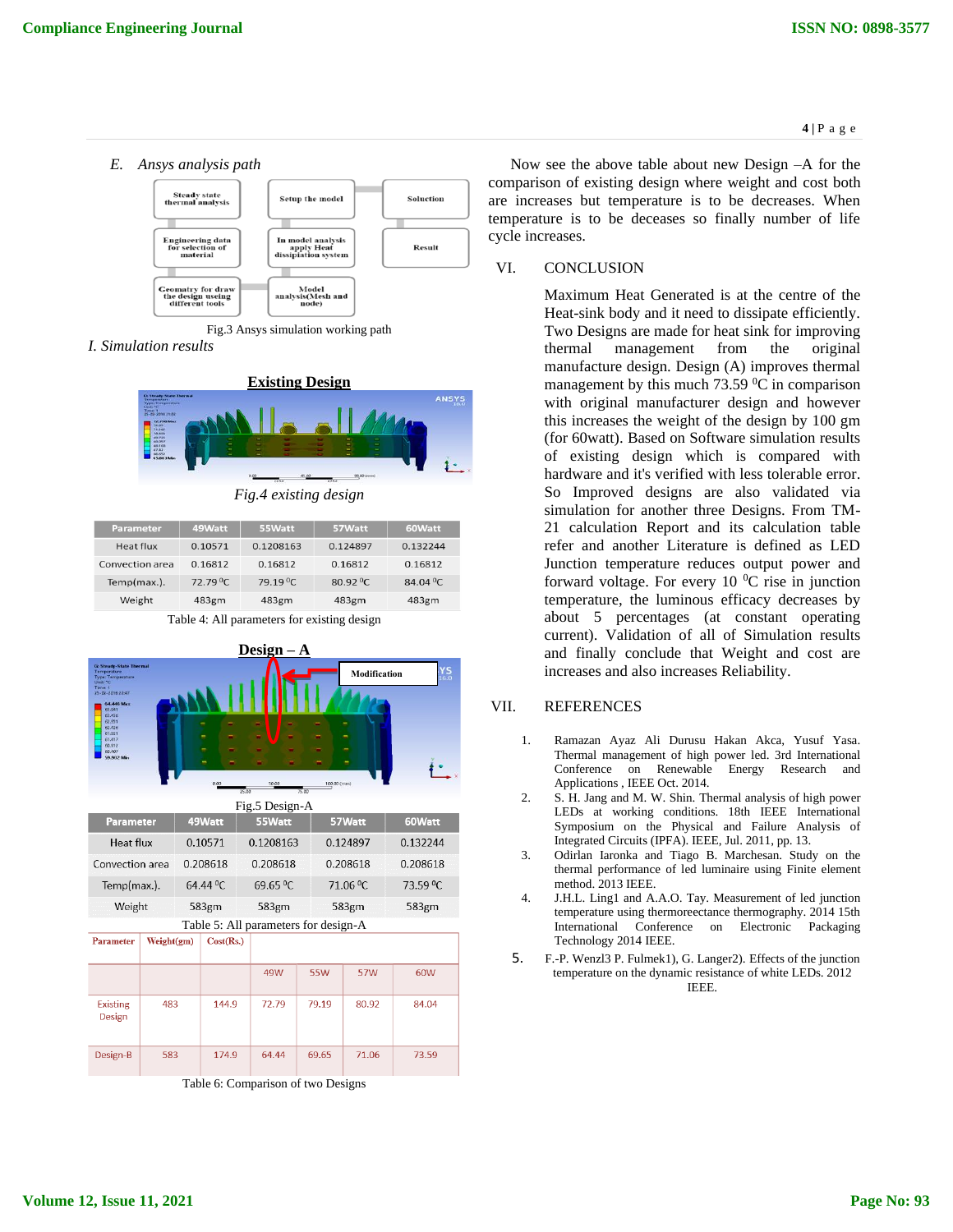*E. Ansys analysis path*

Steady state thermal analysis

Engineering data for selection of material

Geometry for draw the design useing different tools

Setup the model

In model analysis apply Heat dissipation system

Model analysis(Mesh and node)

Solution

Result

Fig.3 Ansys simulation working path

*I. Simulation results*

**Existing Design**

Fig.4 existing design

| Parameter | 49Watt | 55Watt | 57Watt | 60Watt |
|---|---|---|---|---|
| Heat flux | 0.10571 | 0.1208163 | 0.124897 | 0.132244 |
| Convection area | 0.16812 | 0.16812 | 0.16812 | 0.16812 |
| Temp(max.). | 72.79 $^0$C | 79.19 $^0$C | 80.92 $^0$C | 84.04 $^0$C |
| Weight | 483gm | 483gm | 483gm | 483gm |

Table 4: All parameters for existing design

**Design – A**

Modification

Fig.5 Design-A

| Parameter | 49Watt | 55Watt | 57Watt | 60Watt |
|---|---|---|---|---|
| Heat flux | 0.10571 | 0.1208163 | 0.124897 | 0.132244 |
| Convection area | 0.208618 | 0.208618 | 0.208618 | 0.208618 |
| Temp(max.). | 64.44 $^0$C | 69.65 $^0$C | 71.06 $^0$C | 73.59 $^0$C |
| Weight | 583gm | 583gm | 583gm | 583gm |

Table 5: All parameters for design-A

| Parameter | Weight(gm) | Cost(Rs.) | | | | |
|---|---|---|---|---|---|---|
| | | | 49W | 55W | 57W | 60W |
| Existing Design | 483 | 144.9 | 72.79 | 79.19 | 80.92 | 84.04 |
| Design-B | 583 | 174.9 | 64.44 | 69.65 | 71.06 | 73.59 |

Table 6: Comparison of two Designs

Now see the above table about new Design –A for the comparison of existing design where weight and cost both are increases but temperature is to be decreases. When temperature is to be deceases so finally number of life cycle increases.

## VI. CONCLUSION

Maximum Heat Generated is at the centre of the Heat-sink body and it need to dissipate efficiently. Two Designs are made for heat sink for improving thermal management from the original manufacture design. Design (A) improves thermal management by this much 73.59 $^0$C in comparison with original manufacturer design and however this increases the weight of the design by 100 gm (for 60watt). Based on Software simulation results of existing design which is compared with hardware and it's verified with less tolerable error. So Improved designs are also validated via simulation for another three Designs. From TM-21 calculation Report and its calculation table refer and another Literature is defined as LED Junction temperature reduces output power and forward voltage. For every 10 $^0$C rise in junction temperature, the luminous efficacy decreases by about 5 percentages (at constant operating current). Validation of all of Simulation results and finally conclude that Weight and cost are increases and also increases Reliability.

## VII. REFERENCES

1. Ramazan Ayaz Ali Durusu Hakan Akca, Yusuf Yasa. Thermal management of high power led. 3rd International Conference on Renewable Energy Research and Applications , IEEE Oct. 2014.
2. S. H. Jang and M. W. Shin. Thermal analysis of high power LEDs at working conditions. 18th IEEE International Symposium on the Physical and Failure Analysis of Integrated Circuits (IPFA). IEEE, Jul. 2011, pp. 13.
3. Odirlan Iaronka and Tiago B. Marchesan. Study on the thermal performance of led luminaire using Finite element method. 2013 IEEE.
4. J.H.L. Ling1 and A.A.O. Tay. Measurement of led junction temperature using thermoreectance thermography. 2014 15th International Conference on Electronic Packaging Technology 2014 IEEE.
5. F.-P. Wenzl3 P. Fulmek1), G. Langer2). Effects of the junction temperature on the dynamic resistance of white LEDs. 2012 IEEE.